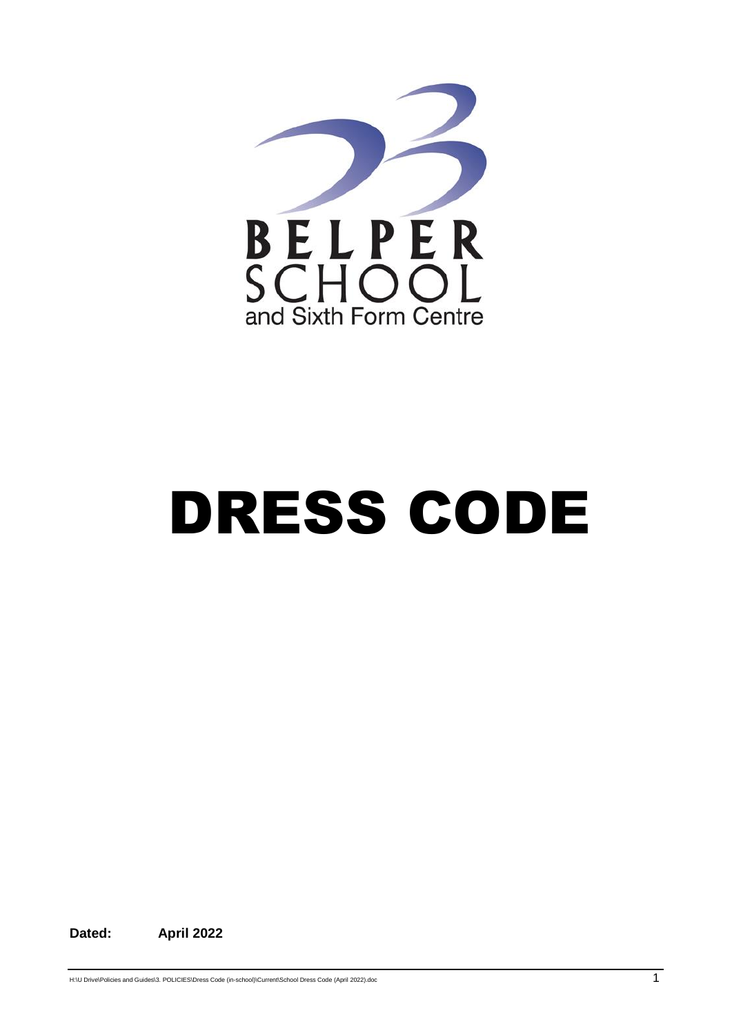BELPER SCHOOL

and Sixth Form Centre

# DRESS CODE

**Dated:** **April 2022**

H:\U Drive\Policies and Guides\3. POLICIES\Dress Code (in-school)\Current\School Dress Code (April 2022).doc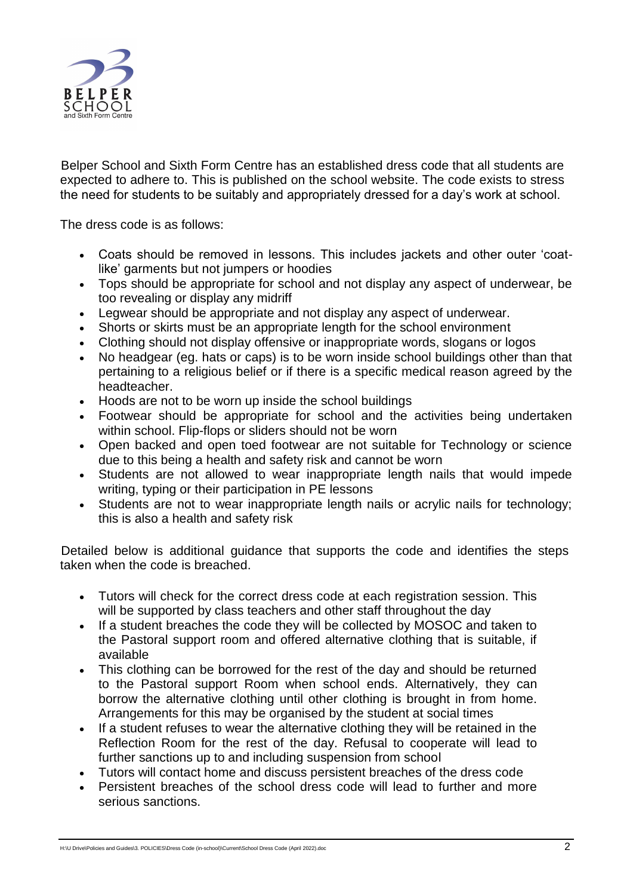Belper School and Sixth Form Centre has an established dress code that all students are expected to adhere to. This is published on the school website. The code exists to stress the need for students to be suitably and appropriately dressed for a day's work at school.

The dress code is as follows:

- Coats should be removed in lessons. This includes jackets and other outer 'coat-like' garments but not jumpers or hoodies
- Tops should be appropriate for school and not display any aspect of underwear, be too revealing or display any midriff
- Legwear should be appropriate and not display any aspect of underwear.
- Shorts or skirts must be an appropriate length for the school environment
- Clothing should not display offensive or inappropriate words, slogans or logos
- No headgear (eg. hats or caps) is to be worn inside school buildings other than that pertaining to a religious belief or if there is a specific medical reason agreed by the headteacher.
- Hoods are not to be worn up inside the school buildings
- Footwear should be appropriate for school and the activities being undertaken within school. Flip-flops or sliders should not be worn
- Open backed and open toed footwear are not suitable for Technology or science due to this being a health and safety risk and cannot be worn
- Students are not allowed to wear inappropriate length nails that would impede writing, typing or their participation in PE lessons
- Students are not to wear inappropriate length nails or acrylic nails for technology; this is also a health and safety risk

Detailed below is additional guidance that supports the code and identifies the steps taken when the code is breached.

- Tutors will check for the correct dress code at each registration session. This will be supported by class teachers and other staff throughout the day
- If a student breaches the code they will be collected by MOSOC and taken to the Pastoral support room and offered alternative clothing that is suitable, if available
- This clothing can be borrowed for the rest of the day and should be returned to the Pastoral support Room when school ends. Alternatively, they can borrow the alternative clothing until other clothing is brought in from home. Arrangements for this may be organised by the student at social times
- If a student refuses to wear the alternative clothing they will be retained in the Reflection Room for the rest of the day. Refusal to cooperate will lead to further sanctions up to and including suspension from school
- Tutors will contact home and discuss persistent breaches of the dress code
- Persistent breaches of the school dress code will lead to further and more serious sanctions.